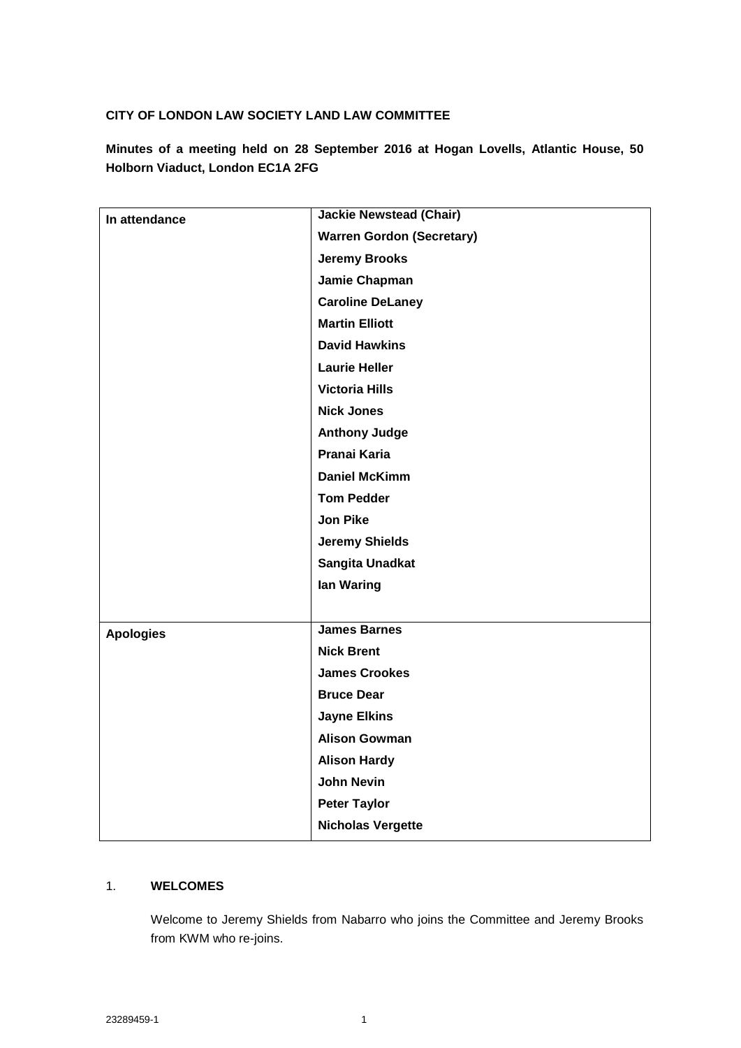**CITY OF LONDON LAW SOCIETY LAND LAW COMMITTEE**

**Minutes of a meeting held on 28 September 2016 at Hogan Lovells, Atlantic House, 50 Holborn Viaduct, London EC1A 2FG**

| | |
|---|---|
| **In attendance** | **Jackie Newstead (Chair)** |
| | **Warren Gordon (Secretary)** |
| | **Jeremy Brooks** |
| | **Jamie Chapman** |
| | **Caroline DeLaney** |
| | **Martin Elliott** |
| | **David Hawkins** |
| | **Laurie Heller** |
| | **Victoria Hills** |
| | **Nick Jones** |
| | **Anthony Judge** |
| | **Pranai Karia** |
| | **Daniel McKimm** |
| | **Tom Pedder** |
| | **Jon Pike** |
| | **Jeremy Shields** |
| | **Sangita Unadkat** |
| | **Ian Waring** |
| **Apologies** | **James Barnes** |
| | **Nick Brent** |
| | **James Crookes** |
| | **Bruce Dear** |
| | **Jayne Elkins** |
| | **Alison Gowman** |
| | **Alison Hardy** |
| | **John Nevin** |
| | **Peter Taylor** |
| | **Nicholas Vergette** |

## 1. **WELCOMES**

Welcome to Jeremy Shields from Nabarro who joins the Committee and Jeremy Brooks from KWM who re-joins.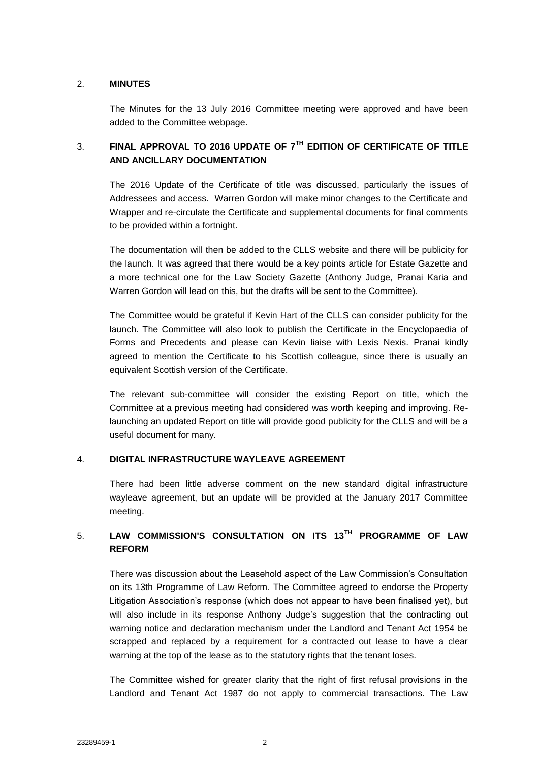## 2. MINUTES

The Minutes for the 13 July 2016 Committee meeting were approved and have been added to the Committee webpage.

## 3. FINAL APPROVAL TO 2016 UPDATE OF 7TH EDITION OF CERTIFICATE OF TITLE AND ANCILLARY DOCUMENTATION

The 2016 Update of the Certificate of title was discussed, particularly the issues of Addressees and access. Warren Gordon will make minor changes to the Certificate and Wrapper and re-circulate the Certificate and supplemental documents for final comments to be provided within a fortnight.

The documentation will then be added to the CLLS website and there will be publicity for the launch. It was agreed that there would be a key points article for Estate Gazette and a more technical one for the Law Society Gazette (Anthony Judge, Pranai Karia and Warren Gordon will lead on this, but the drafts will be sent to the Committee).

The Committee would be grateful if Kevin Hart of the CLLS can consider publicity for the launch. The Committee will also look to publish the Certificate in the Encyclopaedia of Forms and Precedents and please can Kevin liaise with Lexis Nexis. Pranai kindly agreed to mention the Certificate to his Scottish colleague, since there is usually an equivalent Scottish version of the Certificate.

The relevant sub-committee will consider the existing Report on title, which the Committee at a previous meeting had considered was worth keeping and improving. Re-launching an updated Report on title will provide good publicity for the CLLS and will be a useful document for many.

## 4. DIGITAL INFRASTRUCTURE WAYLEAVE AGREEMENT

There had been little adverse comment on the new standard digital infrastructure wayleave agreement, but an update will be provided at the January 2017 Committee meeting.

## 5. LAW COMMISSION'S CONSULTATION ON ITS 13TH PROGRAMME OF LAW REFORM

There was discussion about the Leasehold aspect of the Law Commission's Consultation on its 13th Programme of Law Reform. The Committee agreed to endorse the Property Litigation Association's response (which does not appear to have been finalised yet), but will also include in its response Anthony Judge's suggestion that the contracting out warning notice and declaration mechanism under the Landlord and Tenant Act 1954 be scrapped and replaced by a requirement for a contracted out lease to have a clear warning at the top of the lease as to the statutory rights that the tenant loses.

The Committee wished for greater clarity that the right of first refusal provisions in the Landlord and Tenant Act 1987 do not apply to commercial transactions. The Law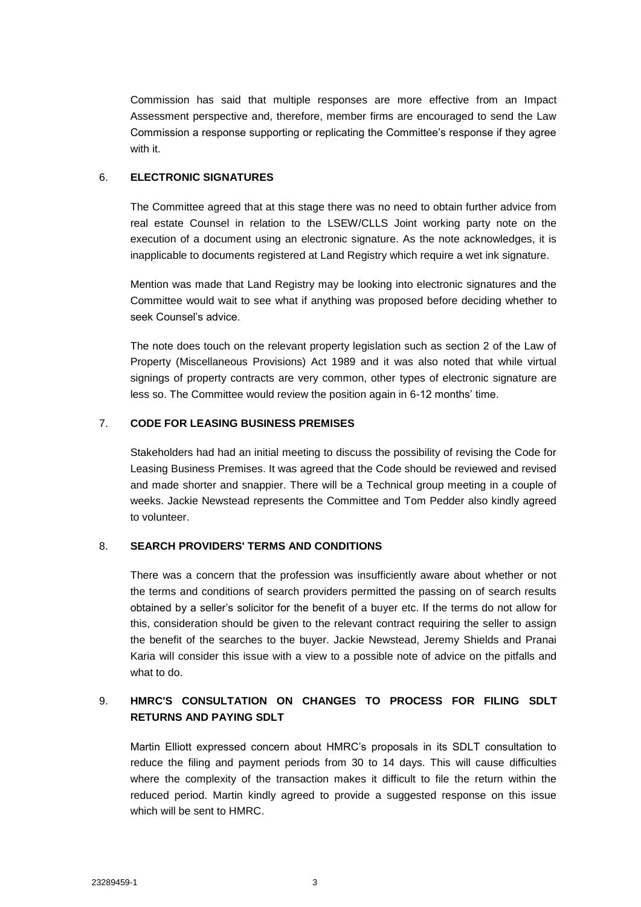Commission has said that multiple responses are more effective from an Impact Assessment perspective and, therefore, member firms are encouraged to send the Law Commission a response supporting or replicating the Committee's response if they agree with it.

## 6. ELECTRONIC SIGNATURES

The Committee agreed that at this stage there was no need to obtain further advice from real estate Counsel in relation to the LSEW/CLLS Joint working party note on the execution of a document using an electronic signature. As the note acknowledges, it is inapplicable to documents registered at Land Registry which require a wet ink signature.

Mention was made that Land Registry may be looking into electronic signatures and the Committee would wait to see what if anything was proposed before deciding whether to seek Counsel's advice.

The note does touch on the relevant property legislation such as section 2 of the Law of Property (Miscellaneous Provisions) Act 1989 and it was also noted that while virtual signings of property contracts are very common, other types of electronic signature are less so. The Committee would review the position again in 6-12 months' time.

## 7. CODE FOR LEASING BUSINESS PREMISES

Stakeholders had had an initial meeting to discuss the possibility of revising the Code for Leasing Business Premises. It was agreed that the Code should be reviewed and revised and made shorter and snappier. There will be a Technical group meeting in a couple of weeks. Jackie Newstead represents the Committee and Tom Pedder also kindly agreed to volunteer.

## 8. SEARCH PROVIDERS' TERMS AND CONDITIONS

There was a concern that the profession was insufficiently aware about whether or not the terms and conditions of search providers permitted the passing on of search results obtained by a seller's solicitor for the benefit of a buyer etc. If the terms do not allow for this, consideration should be given to the relevant contract requiring the seller to assign the benefit of the searches to the buyer. Jackie Newstead, Jeremy Shields and Pranai Karia will consider this issue with a view to a possible note of advice on the pitfalls and what to do.

## 9. HMRC'S CONSULTATION ON CHANGES TO PROCESS FOR FILING SDLT RETURNS AND PAYING SDLT

Martin Elliott expressed concern about HMRC's proposals in its SDLT consultation to reduce the filing and payment periods from 30 to 14 days. This will cause difficulties where the complexity of the transaction makes it difficult to file the return within the reduced period. Martin kindly agreed to provide a suggested response on this issue which will be sent to HMRC.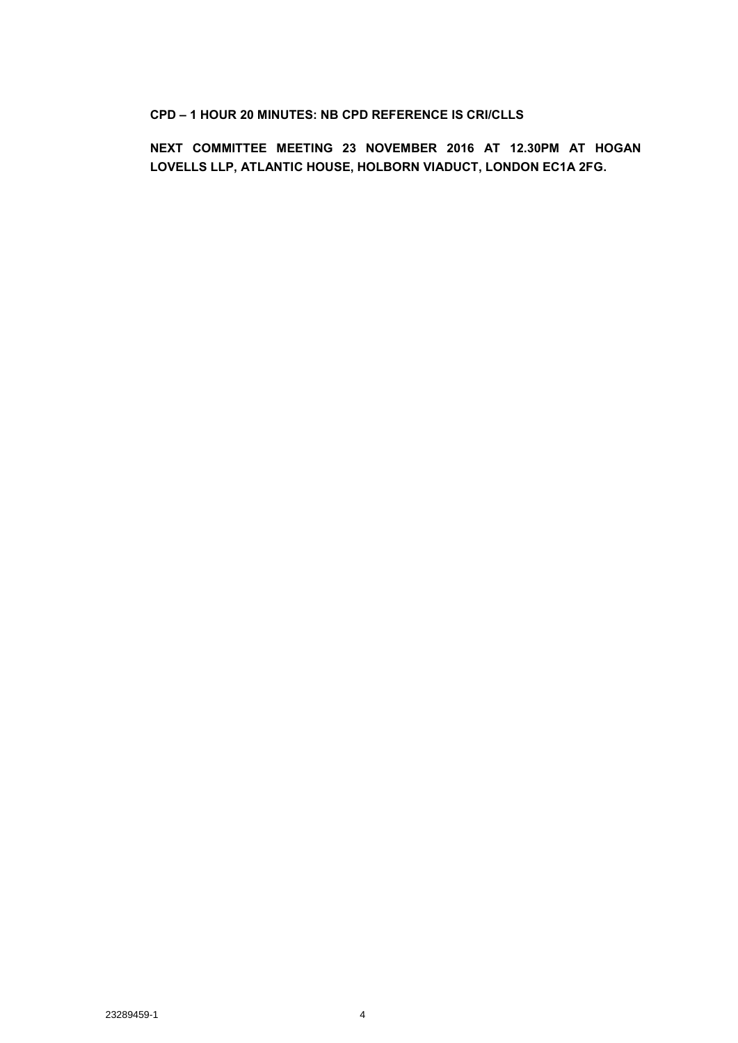**CPD – 1 HOUR 20 MINUTES: NB CPD REFERENCE IS CRI/CLLS**

**NEXT COMMITTEE MEETING 23 NOVEMBER 2016 AT 12.30PM AT HOGAN LOVELLS LLP, ATLANTIC HOUSE, HOLBORN VIADUCT, LONDON EC1A 2FG.**